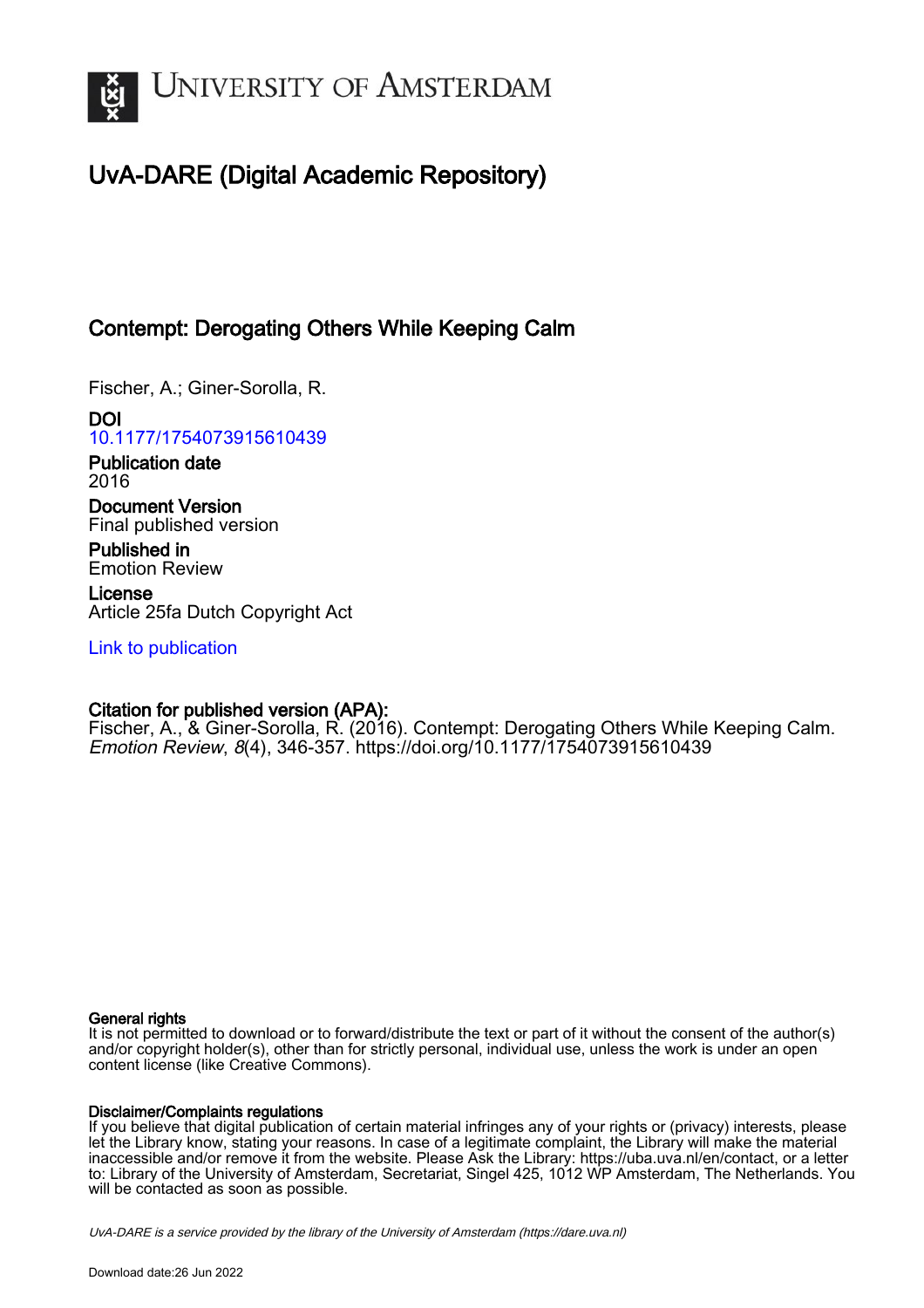# UvA-DARE (Digital Academic Repository)

## Contempt: Derogating Others While Keeping Calm

Fischer, A.; Giner-Sorolla, R.

**DOI**
10.1177/1754073915610439

**Publication date**
2016

**Document Version**
Final published version

**Published in**
Emotion Review

**License**
Article 25fa Dutch Copyright Act

Link to publication

**Citation for published version (APA):**
Fischer, A., & Giner-Sorolla, R. (2016). Contempt: Derogating Others While Keeping Calm. *Emotion Review*, *8*(4), 346-357. https://doi.org/10.1177/1754073915610439

**General rights**
It is not permitted to download or to forward/distribute the text or part of it without the consent of the author(s) and/or copyright holder(s), other than for strictly personal, individual use, unless the work is under an open content license (like Creative Commons).

**Disclaimer/Complaints regulations**
If you believe that digital publication of certain material infringes any of your rights or (privacy) interests, please let the Library know, stating your reasons. In case of a legitimate complaint, the Library will make the material inaccessible and/or remove it from the website. Please Ask the Library: https://uba.uva.nl/en/contact, or a letter to: Library of the University of Amsterdam, Secretariat, Singel 425, 1012 WP Amsterdam, The Netherlands. You will be contacted as soon as possible.

*UvA-DARE is a service provided by the library of the University of Amsterdam (https://dare.uva.nl)*

Download date:26 Jun 2022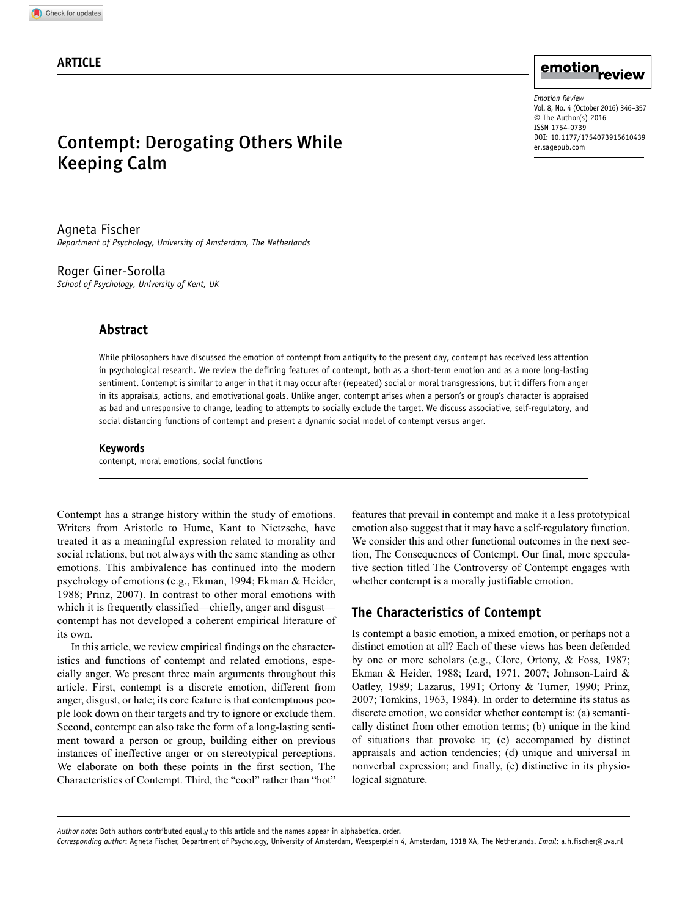## ARTICLE

# Contempt: Derogating Others While Keeping Calm

Agneta Fischer
*Department of Psychology, University of Amsterdam, The Netherlands*

Roger Giner-Sorolla
*School of Psychology, University of Kent, UK*

## Abstract

While philosophers have discussed the emotion of contempt from antiquity to the present day, contempt has received less attention in psychological research. We review the defining features of contempt, both as a short-term emotion and as a more long-lasting sentiment. Contempt is similar to anger in that it may occur after (repeated) social or moral transgressions, but it differs from anger in its appraisals, actions, and emotivational goals. Unlike anger, contempt arises when a person's or group's character is appraised as bad and unresponsive to change, leading to attempts to socially exclude the target. We discuss associative, self-regulatory, and social distancing functions of contempt and present a dynamic social model of contempt versus anger.

### Keywords

contempt, moral emotions, social functions

Contempt has a strange history within the study of emotions. Writers from Aristotle to Hume, Kant to Nietzsche, have treated it as a meaningful expression related to morality and social relations, but not always with the same standing as other emotions. This ambivalence has continued into the modern psychology of emotions (e.g., Ekman, 1994; Ekman & Heider, 1988; Prinz, 2007). In contrast to other moral emotions with which it is frequently classified—chiefly, anger and disgust—contempt has not developed a coherent empirical literature of its own.

In this article, we review empirical findings on the characteristics and functions of contempt and related emotions, especially anger. We present three main arguments throughout this article. First, contempt is a discrete emotion, different from anger, disgust, or hate; its core feature is that contemptuous people look down on their targets and try to ignore or exclude them. Second, contempt can also take the form of a long-lasting sentiment toward a person or group, building either on previous instances of ineffective anger or on stereotypical perceptions. We elaborate on both these points in the first section, The Characteristics of Contempt. Third, the "cool" rather than "hot" features that prevail in contempt and make it a less prototypical emotion also suggest that it may have a self-regulatory function. We consider this and other functional outcomes in the next section, The Consequences of Contempt. Our final, more speculative section titled The Controversy of Contempt engages with whether contempt is a morally justifiable emotion.

## The Characteristics of Contempt

Is contempt a basic emotion, a mixed emotion, or perhaps not a distinct emotion at all? Each of these views has been defended by one or more scholars (e.g., Clore, Ortony, & Foss, 1987; Ekman & Heider, 1988; Izard, 1971, 2007; Johnson-Laird & Oatley, 1989; Lazarus, 1991; Ortony & Turner, 1990; Prinz, 2007; Tomkins, 1963, 1984). In order to determine its status as discrete emotion, we consider whether contempt is: (a) semantically distinct from other emotion terms; (b) unique in the kind of situations that provoke it; (c) accompanied by distinct appraisals and action tendencies; (d) unique and universal in nonverbal expression; and finally, (e) distinctive in its physiological signature.

*Author note*: Both authors contributed equally to this article and the names appear in alphabetical order.
*Corresponding author*: Agneta Fischer, Department of Psychology, University of Amsterdam, Weesperplein 4, Amsterdam, 1018 XA, The Netherlands. *Email*: a.h.fischer@uva.nl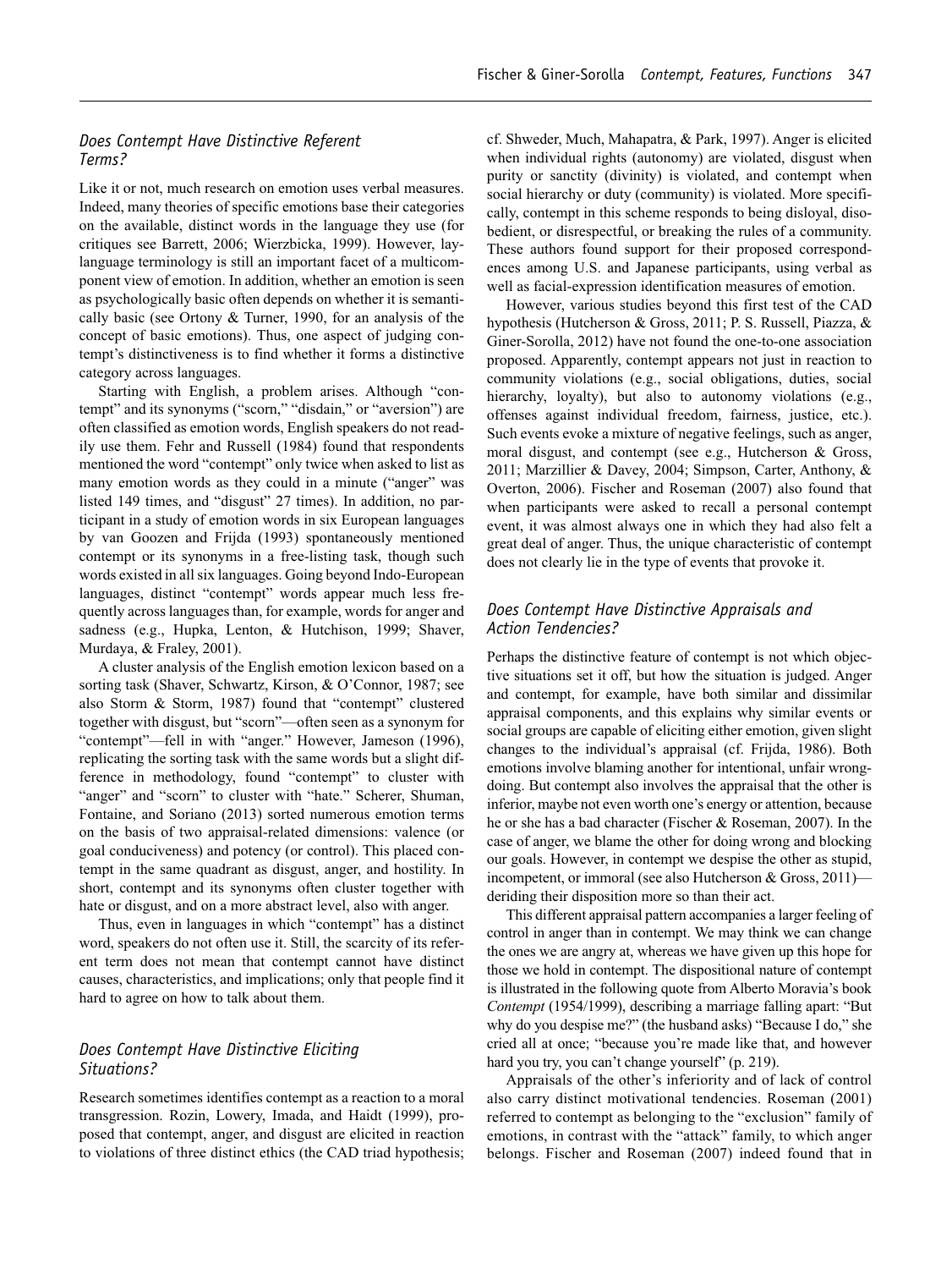### *Does Contempt Have Distinctive Referent Terms?*

Like it or not, much research on emotion uses verbal measures. Indeed, many theories of specific emotions base their categories on the available, distinct words in the language they use (for critiques see Barrett, 2006; Wierzbicka, 1999). However, lay-language terminology is still an important facet of a multicomponent view of emotion. In addition, whether an emotion is seen as psychologically basic often depends on whether it is semantically basic (see Ortony & Turner, 1990, for an analysis of the concept of basic emotions). Thus, one aspect of judging contempt's distinctiveness is to find whether it forms a distinctive category across languages.

Starting with English, a problem arises. Although "contempt" and its synonyms ("scorn," "disdain," or "aversion") are often classified as emotion words, English speakers do not readily use them. Fehr and Russell (1984) found that respondents mentioned the word "contempt" only twice when asked to list as many emotion words as they could in a minute ("anger" was listed 149 times, and "disgust" 27 times). In addition, no participant in a study of emotion words in six European languages by van Goozen and Frijda (1993) spontaneously mentioned contempt or its synonyms in a free-listing task, though such words existed in all six languages. Going beyond Indo-European languages, distinct "contempt" words appear much less frequently across languages than, for example, words for anger and sadness (e.g., Hupka, Lenton, & Hutchison, 1999; Shaver, Murdaya, & Fraley, 2001).

A cluster analysis of the English emotion lexicon based on a sorting task (Shaver, Schwartz, Kirson, & O'Connor, 1987; see also Storm & Storm, 1987) found that "contempt" clustered together with disgust, but "scorn"—often seen as a synonym for "contempt"—fell in with "anger." However, Jameson (1996), replicating the sorting task with the same words but a slight difference in methodology, found "contempt" to cluster with "anger" and "scorn" to cluster with "hate." Scherer, Shuman, Fontaine, and Soriano (2013) sorted numerous emotion terms on the basis of two appraisal-related dimensions: valence (or goal conduciveness) and potency (or control). This placed contempt in the same quadrant as disgust, anger, and hostility. In short, contempt and its synonyms often cluster together with hate or disgust, and on a more abstract level, also with anger.

Thus, even in languages in which "contempt" has a distinct word, speakers do not often use it. Still, the scarcity of its referent term does not mean that contempt cannot have distinct causes, characteristics, and implications; only that people find it hard to agree on how to talk about them.

### *Does Contempt Have Distinctive Eliciting Situations?*

Research sometimes identifies contempt as a reaction to a moral transgression. Rozin, Lowery, Imada, and Haidt (1999), proposed that contempt, anger, and disgust are elicited in reaction to violations of three distinct ethics (the CAD triad hypothesis; cf. Shweder, Much, Mahapatra, & Park, 1997). Anger is elicited when individual rights (autonomy) are violated, disgust when purity or sanctity (divinity) is violated, and contempt when social hierarchy or duty (community) is violated. More specifically, contempt in this scheme responds to being disloyal, disobedient, or disrespectful, or breaking the rules of a community. These authors found support for their proposed correspondences among U.S. and Japanese participants, using verbal as well as facial-expression identification measures of emotion.

However, various studies beyond this first test of the CAD hypothesis (Hutcherson & Gross, 2011; P. S. Russell, Piazza, & Giner-Sorolla, 2012) have not found the one-to-one association proposed. Apparently, contempt appears not just in reaction to community violations (e.g., social obligations, duties, social hierarchy, loyalty), but also to autonomy violations (e.g., offenses against individual freedom, fairness, justice, etc.). Such events evoke a mixture of negative feelings, such as anger, moral disgust, and contempt (see e.g., Hutcherson & Gross, 2011; Marzillier & Davey, 2004; Simpson, Carter, Anthony, & Overton, 2006). Fischer and Roseman (2007) also found that when participants were asked to recall a personal contempt event, it was almost always one in which they had also felt a great deal of anger. Thus, the unique characteristic of contempt does not clearly lie in the type of events that provoke it.

### *Does Contempt Have Distinctive Appraisals and Action Tendencies?*

Perhaps the distinctive feature of contempt is not which objective situations set it off, but how the situation is judged. Anger and contempt, for example, have both similar and dissimilar appraisal components, and this explains why similar events or social groups are capable of eliciting either emotion, given slight changes to the individual's appraisal (cf. Frijda, 1986). Both emotions involve blaming another for intentional, unfair wrongdoing. But contempt also involves the appraisal that the other is inferior, maybe not even worth one's energy or attention, because he or she has a bad character (Fischer & Roseman, 2007). In the case of anger, we blame the other for doing wrong and blocking our goals. However, in contempt we despise the other as stupid, incompetent, or immoral (see also Hutcherson & Gross, 2011)—deriding their disposition more so than their act.

This different appraisal pattern accompanies a larger feeling of control in anger than in contempt. We may think we can change the ones we are angry at, whereas we have given up this hope for those we hold in contempt. The dispositional nature of contempt is illustrated in the following quote from Alberto Moravia's book *Contempt* (1954/1999), describing a marriage falling apart: "But why do you despise me?" (the husband asks) "Because I do," she cried all at once; "because you're made like that, and however hard you try, you can't change yourself" (p. 219).

Appraisals of the other's inferiority and of lack of control also carry distinct motivational tendencies. Roseman (2001) referred to contempt as belonging to the "exclusion" family of emotions, in contrast with the "attack" family, to which anger belongs. Fischer and Roseman (2007) indeed found that in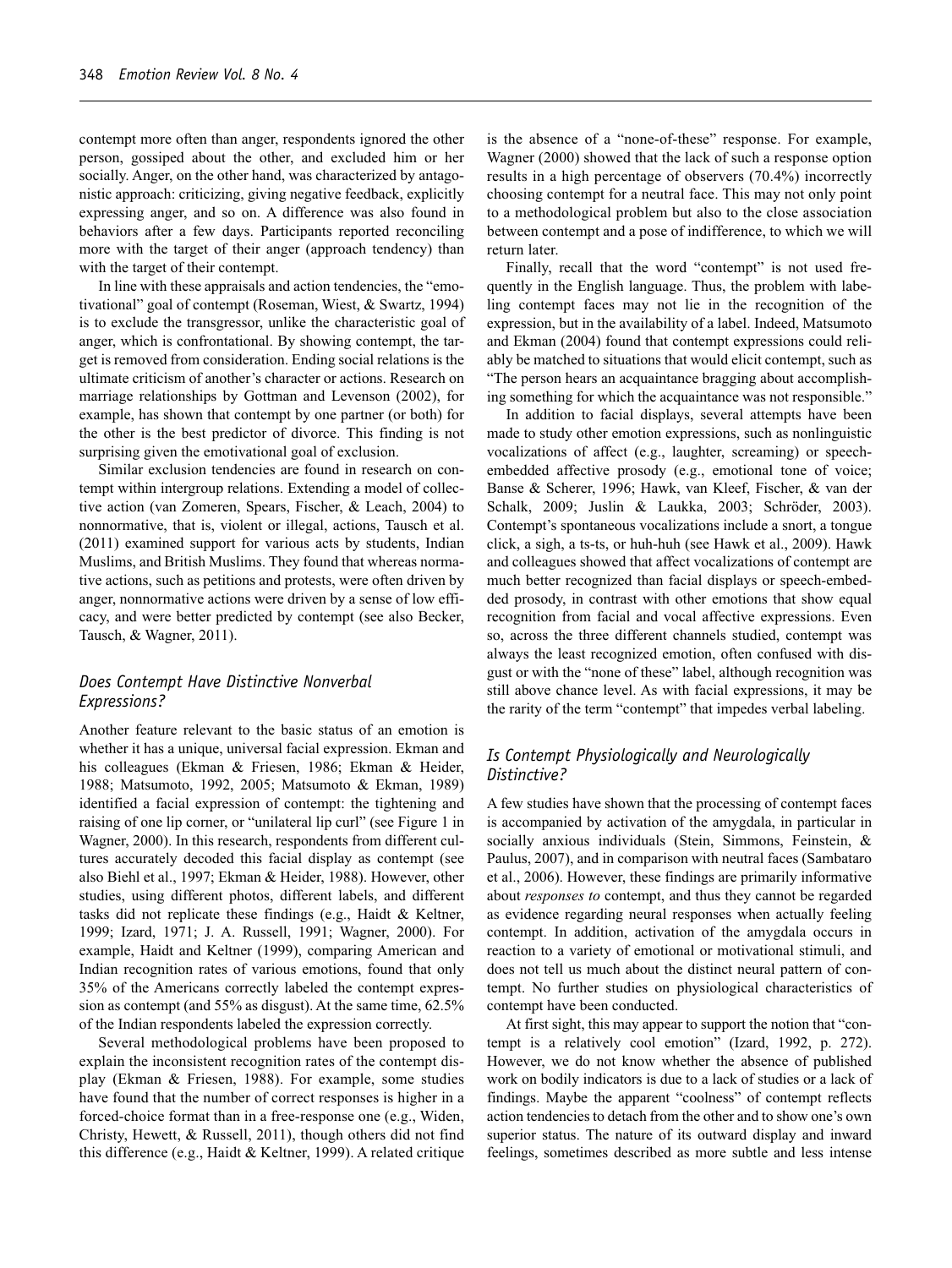contempt more often than anger, respondents ignored the other person, gossiped about the other, and excluded him or her socially. Anger, on the other hand, was characterized by antagonistic approach: criticizing, giving negative feedback, explicitly expressing anger, and so on. A difference was also found in behaviors after a few days. Participants reported reconciling more with the target of their anger (approach tendency) than with the target of their contempt.

In line with these appraisals and action tendencies, the "emotivational" goal of contempt (Roseman, Wiest, & Swartz, 1994) is to exclude the transgressor, unlike the characteristic goal of anger, which is confrontational. By showing contempt, the target is removed from consideration. Ending social relations is the ultimate criticism of another's character or actions. Research on marriage relationships by Gottman and Levenson (2002), for example, has shown that contempt by one partner (or both) for the other is the best predictor of divorce. This finding is not surprising given the emotivational goal of exclusion.

Similar exclusion tendencies are found in research on contempt within intergroup relations. Extending a model of collective action (van Zomeren, Spears, Fischer, & Leach, 2004) to nonnormative, that is, violent or illegal, actions, Tausch et al. (2011) examined support for various acts by students, Indian Muslims, and British Muslims. They found that whereas normative actions, such as petitions and protests, were often driven by anger, nonnormative actions were driven by a sense of low efficacy, and were better predicted by contempt (see also Becker, Tausch, & Wagner, 2011).

### *Does Contempt Have Distinctive Nonverbal Expressions?*

Another feature relevant to the basic status of an emotion is whether it has a unique, universal facial expression. Ekman and his colleagues (Ekman & Friesen, 1986; Ekman & Heider, 1988; Matsumoto, 1992, 2005; Matsumoto & Ekman, 1989) identified a facial expression of contempt: the tightening and raising of one lip corner, or "unilateral lip curl" (see Figure 1 in Wagner, 2000). In this research, respondents from different cultures accurately decoded this facial display as contempt (see also Biehl et al., 1997; Ekman & Heider, 1988). However, other studies, using different photos, different labels, and different tasks did not replicate these findings (e.g., Haidt & Keltner, 1999; Izard, 1971; J. A. Russell, 1991; Wagner, 2000). For example, Haidt and Keltner (1999), comparing American and Indian recognition rates of various emotions, found that only 35% of the Americans correctly labeled the contempt expression as contempt (and 55% as disgust). At the same time, 62.5% of the Indian respondents labeled the expression correctly.

Several methodological problems have been proposed to explain the inconsistent recognition rates of the contempt display (Ekman & Friesen, 1988). For example, some studies have found that the number of correct responses is higher in a forced-choice format than in a free-response one (e.g., Widen, Christy, Hewett, & Russell, 2011), though others did not find this difference (e.g., Haidt & Keltner, 1999). A related critique is the absence of a "none-of-these" response. For example, Wagner (2000) showed that the lack of such a response option results in a high percentage of observers (70.4%) incorrectly choosing contempt for a neutral face. This may not only point to a methodological problem but also to the close association between contempt and a pose of indifference, to which we will return later.

Finally, recall that the word "contempt" is not used frequently in the English language. Thus, the problem with labeling contempt faces may not lie in the recognition of the expression, but in the availability of a label. Indeed, Matsumoto and Ekman (2004) found that contempt expressions could reliably be matched to situations that would elicit contempt, such as "The person hears an acquaintance bragging about accomplishing something for which the acquaintance was not responsible."

In addition to facial displays, several attempts have been made to study other emotion expressions, such as nonlinguistic vocalizations of affect (e.g., laughter, screaming) or speech-embedded affective prosody (e.g., emotional tone of voice; Banse & Scherer, 1996; Hawk, van Kleef, Fischer, & van der Schalk, 2009; Juslin & Laukka, 2003; Schröder, 2003). Contempt's spontaneous vocalizations include a snort, a tongue click, a sigh, a ts-ts, or huh-huh (see Hawk et al., 2009). Hawk and colleagues showed that affect vocalizations of contempt are much better recognized than facial displays or speech-embedded prosody, in contrast with other emotions that show equal recognition from facial and vocal affective expressions. Even so, across the three different channels studied, contempt was always the least recognized emotion, often confused with disgust or with the "none of these" label, although recognition was still above chance level. As with facial expressions, it may be the rarity of the term "contempt" that impedes verbal labeling.

### *Is Contempt Physiologically and Neurologically Distinctive?*

A few studies have shown that the processing of contempt faces is accompanied by activation of the amygdala, in particular in socially anxious individuals (Stein, Simmons, Feinstein, & Paulus, 2007), and in comparison with neutral faces (Sambataro et al., 2006). However, these findings are primarily informative about *responses to* contempt, and thus they cannot be regarded as evidence regarding neural responses when actually feeling contempt. In addition, activation of the amygdala occurs in reaction to a variety of emotional or motivational stimuli, and does not tell us much about the distinct neural pattern of contempt. No further studies on physiological characteristics of contempt have been conducted.

At first sight, this may appear to support the notion that "contempt is a relatively cool emotion" (Izard, 1992, p. 272). However, we do not know whether the absence of published work on bodily indicators is due to a lack of studies or a lack of findings. Maybe the apparent "coolness" of contempt reflects action tendencies to detach from the other and to show one's own superior status. The nature of its outward display and inward feelings, sometimes described as more subtle and less intense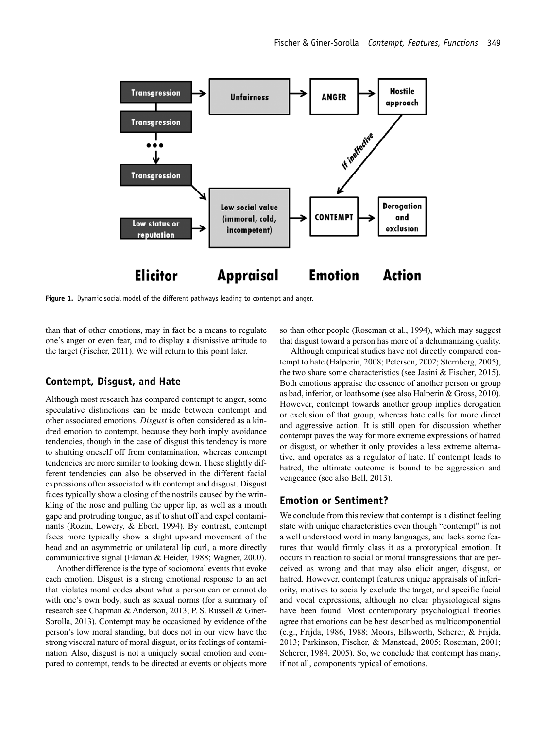**Figure 1.** Dynamic social model of the different pathways leading to contempt and anger.

than that of other emotions, may in fact be a means to regulate one's anger or even fear, and to display a dismissive attitude to the target (Fischer, 2011). We will return to this point later.

## Contempt, Disgust, and Hate

Although most research has compared contempt to anger, some speculative distinctions can be made between contempt and other associated emotions. *Disgust* is often considered as a kindred emotion to contempt, because they both imply avoidance tendencies, though in the case of disgust this tendency is more to shutting oneself off from contamination, whereas contempt tendencies are more similar to looking down. These slightly different tendencies can also be observed in the different facial expressions often associated with contempt and disgust. Disgust faces typically show a closing of the nostrils caused by the wrinkling of the nose and pulling the upper lip, as well as a mouth gape and protruding tongue, as if to shut off and expel contaminants (Rozin, Lowery, & Ebert, 1994). By contrast, contempt faces more typically show a slight upward movement of the head and an asymmetric or unilateral lip curl, a more directly communicative signal (Ekman & Heider, 1988; Wagner, 2000).

Another difference is the type of sociomoral events that evoke each emotion. Disgust is a strong emotional response to an act that violates moral codes about what a person can or cannot do with one's own body, such as sexual norms (for a summary of research see Chapman & Anderson, 2013; P. S. Russell & Giner-Sorolla, 2013). Contempt may be occasioned by evidence of the person's low moral standing, but does not in our view have the strong visceral nature of moral disgust, or its feelings of contamination. Also, disgust is not a uniquely social emotion and compared to contempt, tends to be directed at events or objects more so than other people (Roseman et al., 1994), which may suggest that disgust toward a person has more of a dehumanizing quality.

Although empirical studies have not directly compared contempt to hate (Halperin, 2008; Petersen, 2002; Sternberg, 2005), the two share some characteristics (see Jasini & Fischer, 2015). Both emotions appraise the essence of another person or group as bad, inferior, or loathsome (see also Halperin & Gross, 2010). However, contempt towards another group implies derogation or exclusion of that group, whereas hate calls for more direct and aggressive action. It is still open for discussion whether contempt paves the way for more extreme expressions of hatred or disgust, or whether it only provides a less extreme alternative, and operates as a regulator of hate. If contempt leads to hatred, the ultimate outcome is bound to be aggression and vengeance (see also Bell, 2013).

## Emotion or Sentiment?

We conclude from this review that contempt is a distinct feeling state with unique characteristics even though "contempt" is not a well understood word in many languages, and lacks some features that would firmly class it as a prototypical emotion. It occurs in reaction to social or moral transgressions that are perceived as wrong and that may also elicit anger, disgust, or hatred. However, contempt features unique appraisals of inferiority, motives to socially exclude the target, and specific facial and vocal expressions, although no clear physiological signs have been found. Most contemporary psychological theories agree that emotions can be best described as multicomponential (e.g., Frijda, 1986, 1988; Moors, Ellsworth, Scherer, & Frijda, 2013; Parkinson, Fischer, & Manstead, 2005; Roseman, 2001; Scherer, 1984, 2005). So, we conclude that contempt has many, if not all, components typical of emotions.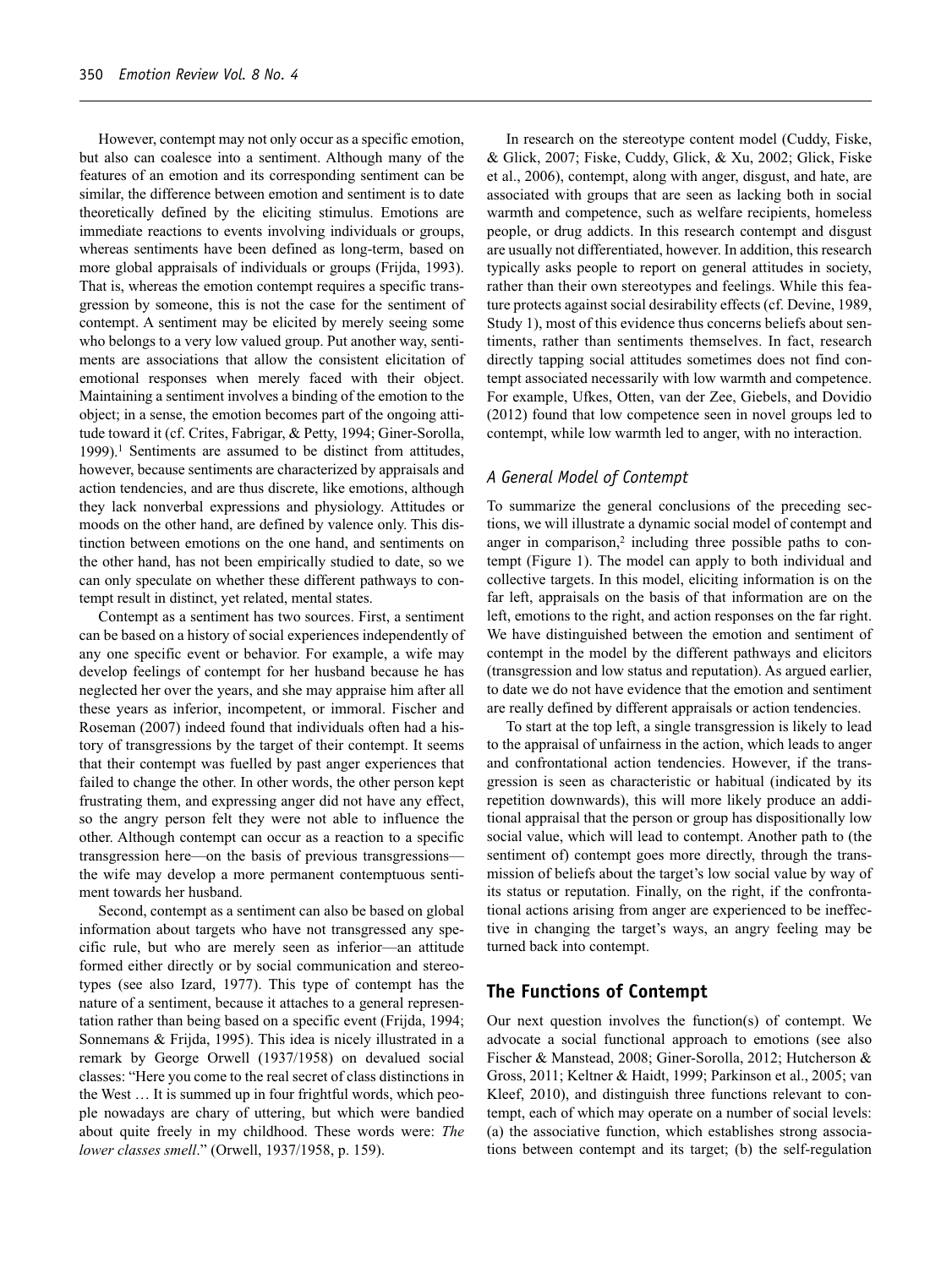However, contempt may not only occur as a specific emotion, but also can coalesce into a sentiment. Although many of the features of an emotion and its corresponding sentiment can be similar, the difference between emotion and sentiment is to date theoretically defined by the eliciting stimulus. Emotions are immediate reactions to events involving individuals or groups, whereas sentiments have been defined as long-term, based on more global appraisals of individuals or groups (Frijda, 1993). That is, whereas the emotion contempt requires a specific transgression by someone, this is not the case for the sentiment of contempt. A sentiment may be elicited by merely seeing some who belongs to a very low valued group. Put another way, sentiments are associations that allow the consistent elicitation of emotional responses when merely faced with their object. Maintaining a sentiment involves a binding of the emotion to the object; in a sense, the emotion becomes part of the ongoing attitude toward it (cf. Crites, Fabrigar, & Petty, 1994; Giner-Sorolla, 1999).[1] Sentiments are assumed to be distinct from attitudes, however, because sentiments are characterized by appraisals and action tendencies, and are thus discrete, like emotions, although they lack nonverbal expressions and physiology. Attitudes or moods on the other hand, are defined by valence only. This distinction between emotions on the one hand, and sentiments on the other hand, has not been empirically studied to date, so we can only speculate on whether these different pathways to contempt result in distinct, yet related, mental states.

Contempt as a sentiment has two sources. First, a sentiment can be based on a history of social experiences independently of any one specific event or behavior. For example, a wife may develop feelings of contempt for her husband because he has neglected her over the years, and she may appraise him after all these years as inferior, incompetent, or immoral. Fischer and Roseman (2007) indeed found that individuals often had a history of transgressions by the target of their contempt. It seems that their contempt was fuelled by past anger experiences that failed to change the other. In other words, the other person kept frustrating them, and expressing anger did not have any effect, so the angry person felt they were not able to influence the other. Although contempt can occur as a reaction to a specific transgression here—on the basis of previous transgressions—the wife may develop a more permanent contemptuous sentiment towards her husband.

Second, contempt as a sentiment can also be based on global information about targets who have not transgressed any specific rule, but who are merely seen as inferior—an attitude formed either directly or by social communication and stereotypes (see also Izard, 1977). This type of contempt has the nature of a sentiment, because it attaches to a general representation rather than being based on a specific event (Frijda, 1994; Sonnemans & Frijda, 1995). This idea is nicely illustrated in a remark by George Orwell (1937/1958) on devalued social classes: "Here you come to the real secret of class distinctions in the West … It is summed up in four frightful words, which people nowadays are chary of uttering, but which were bandied about quite freely in my childhood. These words were: *The lower classes smell*." (Orwell, 1937/1958, p. 159).

In research on the stereotype content model (Cuddy, Fiske, & Glick, 2007; Fiske, Cuddy, Glick, & Xu, 2002; Glick, Fiske et al., 2006), contempt, along with anger, disgust, and hate, are associated with groups that are seen as lacking both in social warmth and competence, such as welfare recipients, homeless people, or drug addicts. In this research contempt and disgust are usually not differentiated, however. In addition, this research typically asks people to report on general attitudes in society, rather than their own stereotypes and feelings. While this feature protects against social desirability effects (cf. Devine, 1989, Study 1), most of this evidence thus concerns beliefs about sentiments, rather than sentiments themselves. In fact, research directly tapping social attitudes sometimes does not find contempt associated necessarily with low warmth and competence. For example, Ufkes, Otten, van der Zee, Giebels, and Dovidio (2012) found that low competence seen in novel groups led to contempt, while low warmth led to anger, with no interaction.

### *A General Model of Contempt*

To summarize the general conclusions of the preceding sections, we will illustrate a dynamic social model of contempt and anger in comparison,[2] including three possible paths to contempt (Figure 1). The model can apply to both individual and collective targets. In this model, eliciting information is on the far left, appraisals on the basis of that information are on the left, emotions to the right, and action responses on the far right. We have distinguished between the emotion and sentiment of contempt in the model by the different pathways and elicitors (transgression and low status and reputation). As argued earlier, to date we do not have evidence that the emotion and sentiment are really defined by different appraisals or action tendencies.

To start at the top left, a single transgression is likely to lead to the appraisal of unfairness in the action, which leads to anger and confrontational action tendencies. However, if the transgression is seen as characteristic or habitual (indicated by its repetition downwards), this will more likely produce an additional appraisal that the person or group has dispositionally low social value, which will lead to contempt. Another path to (the sentiment of) contempt goes more directly, through the transmission of beliefs about the target's low social value by way of its status or reputation. Finally, on the right, if the confrontational actions arising from anger are experienced to be ineffective in changing the target's ways, an angry feeling may be turned back into contempt.

## The Functions of Contempt

Our next question involves the function(s) of contempt. We advocate a social functional approach to emotions (see also Fischer & Manstead, 2008; Giner-Sorolla, 2012; Hutcherson & Gross, 2011; Keltner & Haidt, 1999; Parkinson et al., 2005; van Kleef, 2010), and distinguish three functions relevant to contempt, each of which may operate on a number of social levels: (a) the associative function, which establishes strong associations between contempt and its target; (b) the self-regulation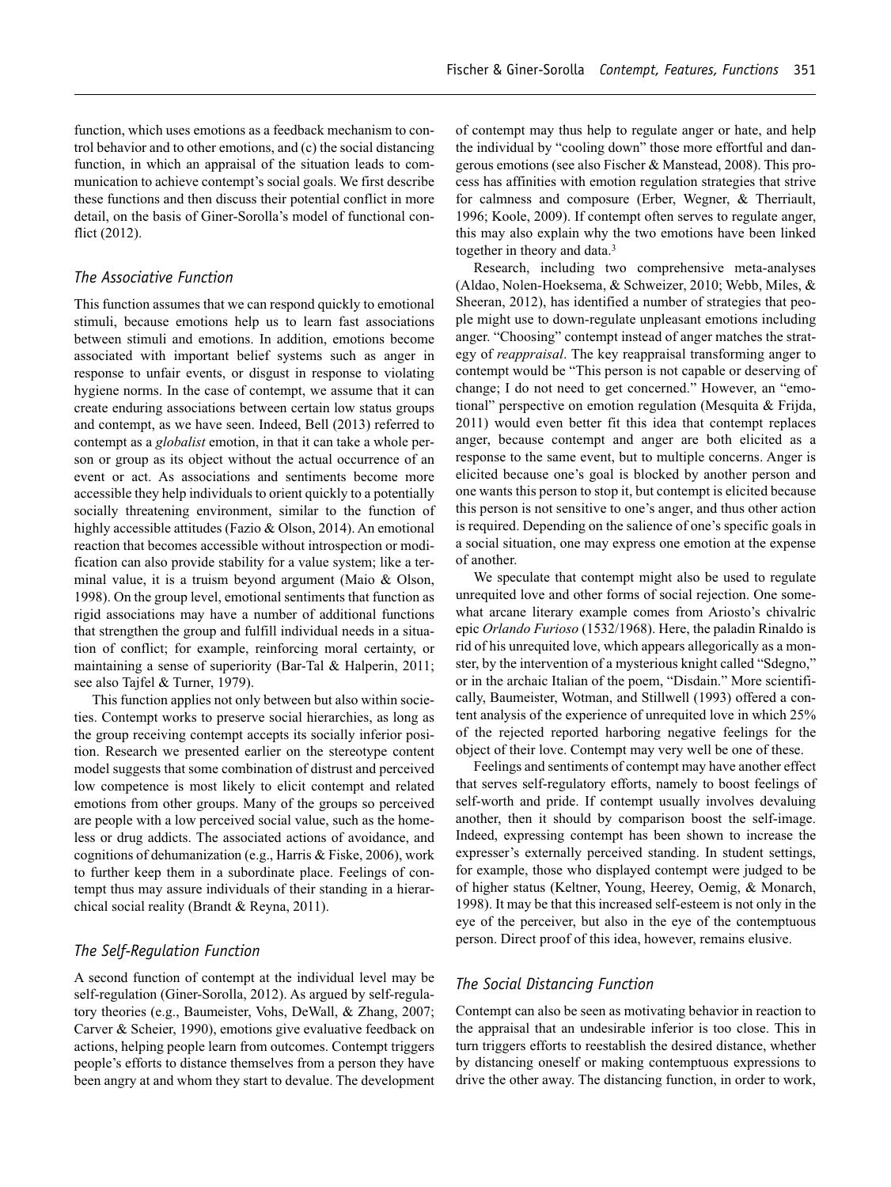function, which uses emotions as a feedback mechanism to control behavior and to other emotions, and (c) the social distancing function, in which an appraisal of the situation leads to communication to achieve contempt's social goals. We first describe these functions and then discuss their potential conflict in more detail, on the basis of Giner-Sorolla's model of functional conflict (2012).

### *The Associative Function*

This function assumes that we can respond quickly to emotional stimuli, because emotions help us to learn fast associations between stimuli and emotions. In addition, emotions become associated with important belief systems such as anger in response to unfair events, or disgust in response to violating hygiene norms. In the case of contempt, we assume that it can create enduring associations between certain low status groups and contempt, as we have seen. Indeed, Bell (2013) referred to contempt as a *globalist* emotion, in that it can take a whole person or group as its object without the actual occurrence of an event or act. As associations and sentiments become more accessible they help individuals to orient quickly to a potentially socially threatening environment, similar to the function of highly accessible attitudes (Fazio & Olson, 2014). An emotional reaction that becomes accessible without introspection or modification can also provide stability for a value system; like a terminal value, it is a truism beyond argument (Maio & Olson, 1998). On the group level, emotional sentiments that function as rigid associations may have a number of additional functions that strengthen the group and fulfill individual needs in a situation of conflict; for example, reinforcing moral certainty, or maintaining a sense of superiority (Bar-Tal & Halperin, 2011; see also Tajfel & Turner, 1979).

This function applies not only between but also within societies. Contempt works to preserve social hierarchies, as long as the group receiving contempt accepts its socially inferior position. Research we presented earlier on the stereotype content model suggests that some combination of distrust and perceived low competence is most likely to elicit contempt and related emotions from other groups. Many of the groups so perceived are people with a low perceived social value, such as the homeless or drug addicts. The associated actions of avoidance, and cognitions of dehumanization (e.g., Harris & Fiske, 2006), work to further keep them in a subordinate place. Feelings of contempt thus may assure individuals of their standing in a hierarchical social reality (Brandt & Reyna, 2011).

### *The Self-Regulation Function*

A second function of contempt at the individual level may be self-regulation (Giner-Sorolla, 2012). As argued by self-regulatory theories (e.g., Baumeister, Vohs, DeWall, & Zhang, 2007; Carver & Scheier, 1990), emotions give evaluative feedback on actions, helping people learn from outcomes. Contempt triggers people's efforts to distance themselves from a person they have been angry at and whom they start to devalue. The development of contempt may thus help to regulate anger or hate, and help the individual by "cooling down" those more effortful and dangerous emotions (see also Fischer & Manstead, 2008). This process has affinities with emotion regulation strategies that strive for calmness and composure (Erber, Wegner, & Therriault, 1996; Koole, 2009). If contempt often serves to regulate anger, this may also explain why the two emotions have been linked together in theory and data.[3]

Research, including two comprehensive meta-analyses (Aldao, Nolen-Hoeksema, & Schweizer, 2010; Webb, Miles, & Sheeran, 2012), has identified a number of strategies that people might use to down-regulate unpleasant emotions including anger. "Choosing" contempt instead of anger matches the strategy of *reappraisal*. The key reappraisal transforming anger to contempt would be "This person is not capable or deserving of change; I do not need to get concerned." However, an "emotional" perspective on emotion regulation (Mesquita & Frijda, 2011) would even better fit this idea that contempt replaces anger, because contempt and anger are both elicited as a response to the same event, but to multiple concerns. Anger is elicited because one's goal is blocked by another person and one wants this person to stop it, but contempt is elicited because this person is not sensitive to one's anger, and thus other action is required. Depending on the salience of one's specific goals in a social situation, one may express one emotion at the expense of another.

We speculate that contempt might also be used to regulate unrequited love and other forms of social rejection. One somewhat arcane literary example comes from Ariosto's chivalric epic *Orlando Furioso* (1532/1968). Here, the paladin Rinaldo is rid of his unrequited love, which appears allegorically as a monster, by the intervention of a mysterious knight called "Sdegno," or in the archaic Italian of the poem, "Disdain." More scientifically, Baumeister, Wotman, and Stillwell (1993) offered a content analysis of the experience of unrequited love in which 25% of the rejected reported harboring negative feelings for the object of their love. Contempt may very well be one of these.

Feelings and sentiments of contempt may have another effect that serves self-regulatory efforts, namely to boost feelings of self-worth and pride. If contempt usually involves devaluing another, then it should by comparison boost the self-image. Indeed, expressing contempt has been shown to increase the expresser's externally perceived standing. In student settings, for example, those who displayed contempt were judged to be of higher status (Keltner, Young, Heerey, Oemig, & Monarch, 1998). It may be that this increased self-esteem is not only in the eye of the perceiver, but also in the eye of the contemptuous person. Direct proof of this idea, however, remains elusive.

### *The Social Distancing Function*

Contempt can also be seen as motivating behavior in reaction to the appraisal that an undesirable inferior is too close. This in turn triggers efforts to reestablish the desired distance, whether by distancing oneself or making contemptuous expressions to drive the other away. The distancing function, in order to work,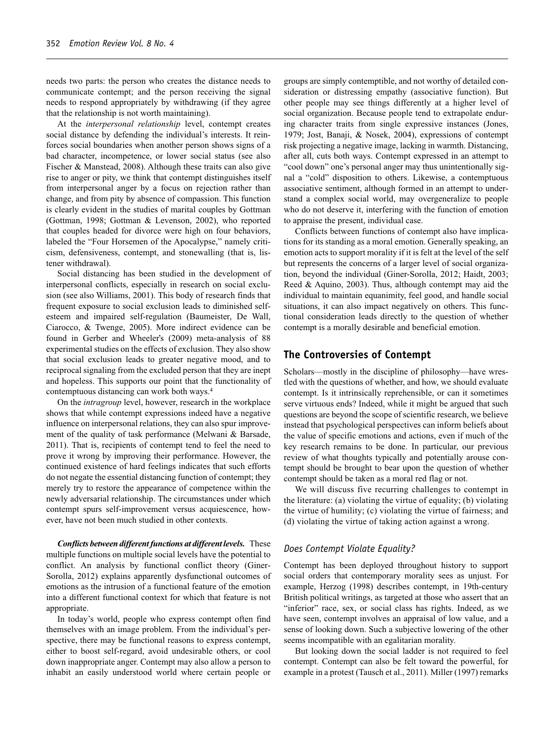needs two parts: the person who creates the distance needs to communicate contempt; and the person receiving the signal needs to respond appropriately by withdrawing (if they agree that the relationship is not worth maintaining).

At the *interpersonal relationship* level, contempt creates social distance by defending the individual's interests. It reinforces social boundaries when another person shows signs of a bad character, incompetence, or lower social status (see also Fischer & Manstead, 2008). Although these traits can also give rise to anger or pity, we think that contempt distinguishes itself from interpersonal anger by a focus on rejection rather than change, and from pity by absence of compassion. This function is clearly evident in the studies of marital couples by Gottman (Gottman, 1998; Gottman & Levenson, 2002), who reported that couples headed for divorce were high on four behaviors, labeled the "Four Horsemen of the Apocalypse," namely criticism, defensiveness, contempt, and stonewalling (that is, listener withdrawal).

Social distancing has been studied in the development of interpersonal conflicts, especially in research on social exclusion (see also Williams, 2001). This body of research finds that frequent exposure to social exclusion leads to diminished self-esteem and impaired self-regulation (Baumeister, De Wall, Ciarocco, & Twenge, 2005). More indirect evidence can be found in Gerber and Wheeler's (2009) meta-analysis of 88 experimental studies on the effects of exclusion. They also show that social exclusion leads to greater negative mood, and to reciprocal signaling from the excluded person that they are inept and hopeless. This supports our point that the functionality of contemptuous distancing can work both ways.[4]

On the *intragroup* level, however, research in the workplace shows that while contempt expressions indeed have a negative influence on interpersonal relations, they can also spur improvement of the quality of task performance (Melwani & Barsade, 2011). That is, recipients of contempt tend to feel the need to prove it wrong by improving their performance. However, the continued existence of hard feelings indicates that such efforts do not negate the essential distancing function of contempt; they merely try to restore the appearance of competence within the newly adversarial relationship. The circumstances under which contempt spurs self-improvement versus acquiescence, however, have not been much studied in other contexts.

***Conflicts between different functions at different levels.*** These multiple functions on multiple social levels have the potential to conflict. An analysis by functional conflict theory (Giner-Sorolla, 2012) explains apparently dysfunctional outcomes of emotions as the intrusion of a functional feature of the emotion into a different functional context for which that feature is not appropriate.

In today's world, people who express contempt often find themselves with an image problem. From the individual's perspective, there may be functional reasons to express contempt, either to boost self-regard, avoid undesirable others, or cool down inappropriate anger. Contempt may also allow a person to inhabit an easily understood world where certain people or groups are simply contemptible, and not worthy of detailed consideration or distressing empathy (associative function). But other people may see things differently at a higher level of social organization. Because people tend to extrapolate enduring character traits from single expressive instances (Jones, 1979; Jost, Banaji, & Nosek, 2004), expressions of contempt risk projecting a negative image, lacking in warmth. Distancing, after all, cuts both ways. Contempt expressed in an attempt to "cool down" one's personal anger may thus unintentionally signal a "cold" disposition to others. Likewise, a contemptuous associative sentiment, although formed in an attempt to understand a complex social world, may overgeneralize to people who do not deserve it, interfering with the function of emotion to appraise the present, individual case.

Conflicts between functions of contempt also have implications for its standing as a moral emotion. Generally speaking, an emotion acts to support morality if it is felt at the level of the self but represents the concerns of a larger level of social organization, beyond the individual (Giner-Sorolla, 2012; Haidt, 2003; Reed & Aquino, 2003). Thus, although contempt may aid the individual to maintain equanimity, feel good, and handle social situations, it can also impact negatively on others. This functional consideration leads directly to the question of whether contempt is a morally desirable and beneficial emotion.

## The Controversies of Contempt

Scholars—mostly in the discipline of philosophy—have wrestled with the questions of whether, and how, we should evaluate contempt. Is it intrinsically reprehensible, or can it sometimes serve virtuous ends? Indeed, while it might be argued that such questions are beyond the scope of scientific research, we believe instead that psychological perspectives can inform beliefs about the value of specific emotions and actions, even if much of the key research remains to be done. In particular, our previous review of what thoughts typically and potentially arouse contempt should be brought to bear upon the question of whether contempt should be taken as a moral red flag or not.

We will discuss five recurring challenges to contempt in the literature: (a) violating the virtue of equality; (b) violating the virtue of humility; (c) violating the virtue of fairness; and (d) violating the virtue of taking action against a wrong.

### Does Contempt Violate Equality?

Contempt has been deployed throughout history to support social orders that contemporary morality sees as unjust. For example, Herzog (1998) describes contempt, in 19th-century British political writings, as targeted at those who assert that an "inferior" race, sex, or social class has rights. Indeed, as we have seen, contempt involves an appraisal of low value, and a sense of looking down. Such a subjective lowering of the other seems incompatible with an egalitarian morality.

But looking down the social ladder is not required to feel contempt. Contempt can also be felt toward the powerful, for example in a protest (Tausch et al., 2011). Miller (1997) remarks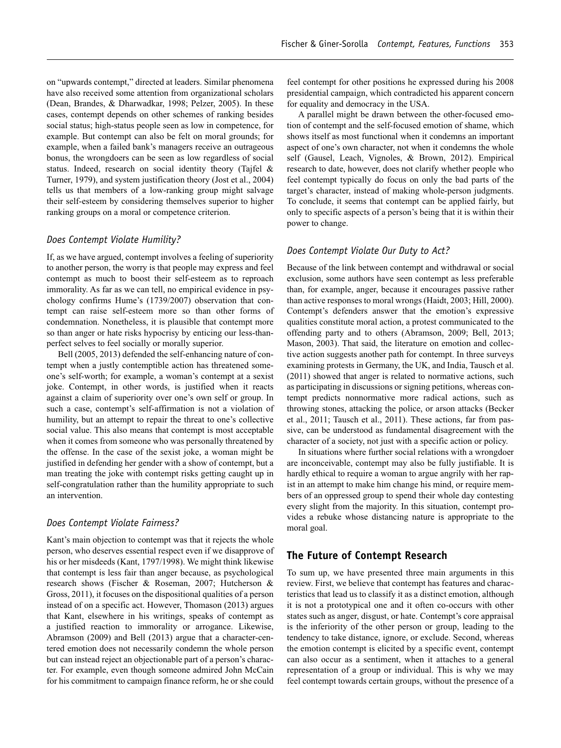on "upwards contempt," directed at leaders. Similar phenomena have also received some attention from organizational scholars (Dean, Brandes, & Dharwadkar, 1998; Pelzer, 2005). In these cases, contempt depends on other schemes of ranking besides social status; high-status people seen as low in competence, for example. But contempt can also be felt on moral grounds; for example, when a failed bank's managers receive an outrageous bonus, the wrongdoers can be seen as low regardless of social status. Indeed, research on social identity theory (Tajfel & Turner, 1979), and system justification theory (Jost et al., 2004) tells us that members of a low-ranking group might salvage their self-esteem by considering themselves superior to higher ranking groups on a moral or competence criterion.

### *Does Contempt Violate Humility?*

If, as we have argued, contempt involves a feeling of superiority to another person, the worry is that people may express and feel contempt as much to boost their self-esteem as to reproach immorality. As far as we can tell, no empirical evidence in psychology confirms Hume's (1739/2007) observation that contempt can raise self-esteem more so than other forms of condemnation. Nonetheless, it is plausible that contempt more so than anger or hate risks hypocrisy by enticing our less-than-perfect selves to feel socially or morally superior.

Bell (2005, 2013) defended the self-enhancing nature of contempt when a justly contemptible action has threatened someone's self-worth; for example, a woman's contempt at a sexist joke. Contempt, in other words, is justified when it reacts against a claim of superiority over one's own self or group. In such a case, contempt's self-affirmation is not a violation of humility, but an attempt to repair the threat to one's collective social value. This also means that contempt is most acceptable when it comes from someone who was personally threatened by the offense. In the case of the sexist joke, a woman might be justified in defending her gender with a show of contempt, but a man treating the joke with contempt risks getting caught up in self-congratulation rather than the humility appropriate to such an intervention.

### *Does Contempt Violate Fairness?*

Kant's main objection to contempt was that it rejects the whole person, who deserves essential respect even if we disapprove of his or her misdeeds (Kant, 1797/1998). We might think likewise that contempt is less fair than anger because, as psychological research shows (Fischer & Roseman, 2007; Hutcherson & Gross, 2011), it focuses on the dispositional qualities of a person instead of on a specific act. However, Thomason (2013) argues that Kant, elsewhere in his writings, speaks of contempt as a justified reaction to immorality or arrogance. Likewise, Abramson (2009) and Bell (2013) argue that a character-centered emotion does not necessarily condemn the whole person but can instead reject an objectionable part of a person's character. For example, even though someone admired John McCain for his commitment to campaign finance reform, he or she could feel contempt for other positions he expressed during his 2008 presidential campaign, which contradicted his apparent concern for equality and democracy in the USA.

A parallel might be drawn between the other-focused emotion of contempt and the self-focused emotion of shame, which shows itself as most functional when it condemns an important aspect of one's own character, not when it condemns the whole self (Gausel, Leach, Vignoles, & Brown, 2012). Empirical research to date, however, does not clarify whether people who feel contempt typically do focus on only the bad parts of the target's character, instead of making whole-person judgments. To conclude, it seems that contempt can be applied fairly, but only to specific aspects of a person's being that it is within their power to change.

### *Does Contempt Violate Our Duty to Act?*

Because of the link between contempt and withdrawal or social exclusion, some authors have seen contempt as less preferable than, for example, anger, because it encourages passive rather than active responses to moral wrongs (Haidt, 2003; Hill, 2000). Contempt's defenders answer that the emotion's expressive qualities constitute moral action, a protest communicated to the offending party and to others (Abramson, 2009; Bell, 2013; Mason, 2003). That said, the literature on emotion and collective action suggests another path for contempt. In three surveys examining protests in Germany, the UK, and India, Tausch et al. (2011) showed that anger is related to normative actions, such as participating in discussions or signing petitions, whereas contempt predicts nonnormative more radical actions, such as throwing stones, attacking the police, or arson attacks (Becker et al., 2011; Tausch et al., 2011). These actions, far from passive, can be understood as fundamental disagreement with the character of a society, not just with a specific action or policy.

In situations where further social relations with a wrongdoer are inconceivable, contempt may also be fully justifiable. It is hardly ethical to require a woman to argue angrily with her rapist in an attempt to make him change his mind, or require members of an oppressed group to spend their whole day contesting every slight from the majority. In this situation, contempt provides a rebuke whose distancing nature is appropriate to the moral goal.

## The Future of Contempt Research

To sum up, we have presented three main arguments in this review. First, we believe that contempt has features and characteristics that lead us to classify it as a distinct emotion, although it is not a prototypical one and it often co-occurs with other states such as anger, disgust, or hate. Contempt's core appraisal is the inferiority of the other person or group, leading to the tendency to take distance, ignore, or exclude. Second, whereas the emotion contempt is elicited by a specific event, contempt can also occur as a sentiment, when it attaches to a general representation of a group or individual. This is why we may feel contempt towards certain groups, without the presence of a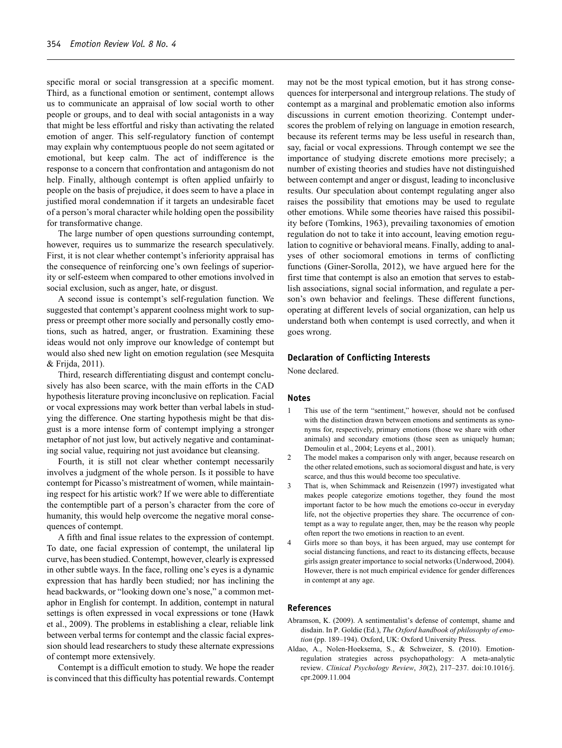specific moral or social transgression at a specific moment. Third, as a functional emotion or sentiment, contempt allows us to communicate an appraisal of low social worth to other people or groups, and to deal with social antagonists in a way that might be less effortful and risky than activating the related emotion of anger. This self-regulatory function of contempt may explain why contemptuous people do not seem agitated or emotional, but keep calm. The act of indifference is the response to a concern that confrontation and antagonism do not help. Finally, although contempt is often applied unfairly to people on the basis of prejudice, it does seem to have a place in justified moral condemnation if it targets an undesirable facet of a person's moral character while holding open the possibility for transformative change.

The large number of open questions surrounding contempt, however, requires us to summarize the research speculatively. First, it is not clear whether contempt's inferiority appraisal has the consequence of reinforcing one's own feelings of superiority or self-esteem when compared to other emotions involved in social exclusion, such as anger, hate, or disgust.

A second issue is contempt's self-regulation function. We suggested that contempt's apparent coolness might work to suppress or preempt other more socially and personally costly emotions, such as hatred, anger, or frustration. Examining these ideas would not only improve our knowledge of contempt but would also shed new light on emotion regulation (see Mesquita & Frijda, 2011).

Third, research differentiating disgust and contempt conclusively has also been scarce, with the main efforts in the CAD hypothesis literature proving inconclusive on replication. Facial or vocal expressions may work better than verbal labels in studying the difference. One starting hypothesis might be that disgust is a more intense form of contempt implying a stronger metaphor of not just low, but actively negative and contaminating social value, requiring not just avoidance but cleansing.

Fourth, it is still not clear whether contempt necessarily involves a judgment of the whole person. Is it possible to have contempt for Picasso's mistreatment of women, while maintaining respect for his artistic work? If we were able to differentiate the contemptible part of a person's character from the core of humanity, this would help overcome the negative moral consequences of contempt.

A fifth and final issue relates to the expression of contempt. To date, one facial expression of contempt, the unilateral lip curve, has been studied. Contempt, however, clearly is expressed in other subtle ways. In the face, rolling one's eyes is a dynamic expression that has hardly been studied; nor has inclining the head backwards, or "looking down one's nose," a common metaphor in English for contempt. In addition, contempt in natural settings is often expressed in vocal expressions or tone (Hawk et al., 2009). The problems in establishing a clear, reliable link between verbal terms for contempt and the classic facial expression should lead researchers to study these alternate expressions of contempt more extensively.

Contempt is a difficult emotion to study. We hope the reader is convinced that this difficulty has potential rewards. Contempt may not be the most typical emotion, but it has strong consequences for interpersonal and intergroup relations. The study of contempt as a marginal and problematic emotion also informs discussions in current emotion theorizing. Contempt underscores the problem of relying on language in emotion research, because its referent terms may be less useful in research than, say, facial or vocal expressions. Through contempt we see the importance of studying discrete emotions more precisely; a number of existing theories and studies have not distinguished between contempt and anger or disgust, leading to inconclusive results. Our speculation about contempt regulating anger also raises the possibility that emotions may be used to regulate other emotions. While some theories have raised this possibility before (Tomkins, 1963), prevailing taxonomies of emotion regulation do not to take it into account, leaving emotion regulation to cognitive or behavioral means. Finally, adding to analyses of other sociomoral emotions in terms of conflicting functions (Giner-Sorolla, 2012), we have argued here for the first time that contempt is also an emotion that serves to establish associations, signal social information, and regulate a person's own behavior and feelings. These different functions, operating at different levels of social organization, can help us understand both when contempt is used correctly, and when it goes wrong.

## Declaration of Conflicting Interests

None declared.

## Notes

1. This use of the term "sentiment," however, should not be confused with the distinction drawn between emotions and sentiments as synonyms for, respectively, primary emotions (those we share with other animals) and secondary emotions (those seen as uniquely human; Demoulin et al., 2004; Leyens et al., 2001).
2. The model makes a comparison only with anger, because research on the other related emotions, such as sociomoral disgust and hate, is very scarce, and thus this would become too speculative.
3. That is, when Schimmack and Reisenzein (1997) investigated what makes people categorize emotions together, they found the most important factor to be how much the emotions co-occur in everyday life, not the objective properties they share. The occurrence of contempt as a way to regulate anger, then, may be the reason why people often report the two emotions in reaction to an event.
4. Girls more so than boys, it has been argued, may use contempt for social distancing functions, and react to its distancing effects, because girls assign greater importance to social networks (Underwood, 2004). However, there is not much empirical evidence for gender differences in contempt at any age.

## References

Abramson, K. (2009). A sentimentalist's defense of contempt, shame and disdain. In P. Goldie (Ed.), *The Oxford handbook of philosophy of emotion* (pp. 189–194). Oxford, UK: Oxford University Press.

Aldao, A., Nolen-Hoeksema, S., & Schweizer, S. (2010). Emotion-regulation strategies across psychopathology: A meta-analytic review. *Clinical Psychology Review*, *30*(2), 217–237. doi:10.1016/j.cpr.2009.11.004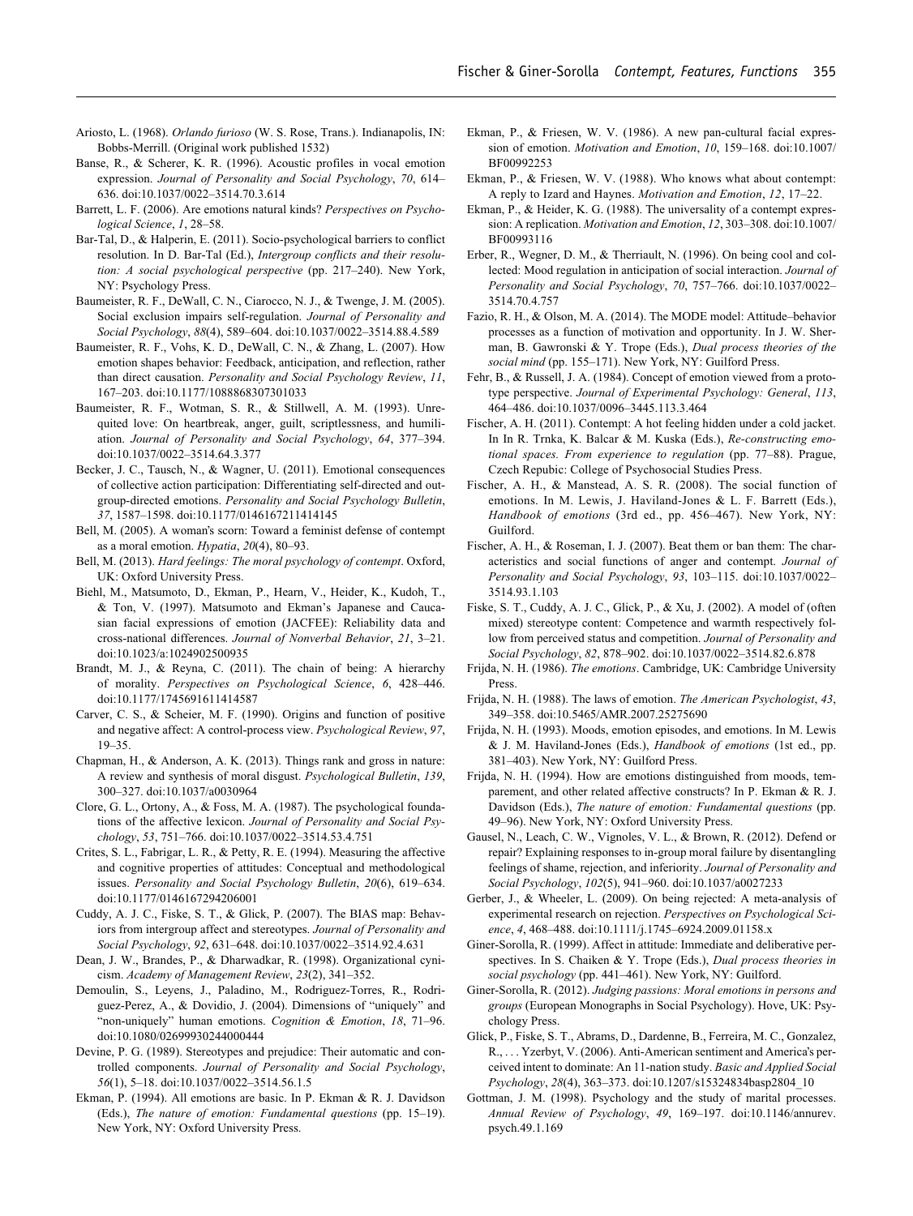Ariosto, L. (1968). *Orlando furioso* (W. S. Rose, Trans.). Indianapolis, IN: Bobbs-Merrill. (Original work published 1532)

Banse, R., & Scherer, K. R. (1996). Acoustic profiles in vocal emotion expression. *Journal of Personality and Social Psychology*, *70*, 614–636. doi:10.1037/0022–3514.70.3.614

Barrett, L. F. (2006). Are emotions natural kinds? *Perspectives on Psychological Science*, *1*, 28–58.

Bar-Tal, D., & Halperin, E. (2011). Socio-psychological barriers to conflict resolution. In D. Bar-Tal (Ed.), *Intergroup conflicts and their resolution: A social psychological perspective* (pp. 217–240). New York, NY: Psychology Press.

Baumeister, R. F., DeWall, C. N., Ciarocco, N. J., & Twenge, J. M. (2005). Social exclusion impairs self-regulation. *Journal of Personality and Social Psychology*, *88*(4), 589–604. doi:10.1037/0022–3514.88.4.589

Baumeister, R. F., Vohs, K. D., DeWall, C. N., & Zhang, L. (2007). How emotion shapes behavior: Feedback, anticipation, and reflection, rather than direct causation. *Personality and Social Psychology Review*, *11*, 167–203. doi:10.1177/1088868307301033

Baumeister, R. F., Wotman, S. R., & Stillwell, A. M. (1993). Unrequited love: On heartbreak, anger, guilt, scriptlessness, and humiliation. *Journal of Personality and Social Psychology*, *64*, 377–394. doi:10.1037/0022–3514.64.3.377

Becker, J. C., Tausch, N., & Wagner, U. (2011). Emotional consequences of collective action participation: Differentiating self-directed and outgroup-directed emotions. *Personality and Social Psychology Bulletin*, *37*, 1587–1598. doi:10.1177/0146167211414145

Bell, M. (2005). A woman's scorn: Toward a feminist defense of contempt as a moral emotion. *Hypatia*, *20*(4), 80–93.

Bell, M. (2013). *Hard feelings: The moral psychology of contempt*. Oxford, UK: Oxford University Press.

Biehl, M., Matsumoto, D., Ekman, P., Hearn, V., Heider, K., Kudoh, T., & Ton, V. (1997). Matsumoto and Ekman's Japanese and Caucasian facial expressions of emotion (JACFEE): Reliability data and cross-national differences. *Journal of Nonverbal Behavior*, *21*, 3–21. doi:10.1023/a:1024902500935

Brandt, M. J., & Reyna, C. (2011). The chain of being: A hierarchy of morality. *Perspectives on Psychological Science*, *6*, 428–446. doi:10.1177/1745691611414587

Carver, C. S., & Scheier, M. F. (1990). Origins and function of positive and negative affect: A control-process view. *Psychological Review*, *97*, 19–35.

Chapman, H., & Anderson, A. K. (2013). Things rank and gross in nature: A review and synthesis of moral disgust. *Psychological Bulletin*, *139*, 300–327. doi:10.1037/a0030964

Clore, G. L., Ortony, A., & Foss, M. A. (1987). The psychological foundations of the affective lexicon. *Journal of Personality and Social Psychology*, *53*, 751–766. doi:10.1037/0022–3514.53.4.751

Crites, S. L., Fabrigar, L. R., & Petty, R. E. (1994). Measuring the affective and cognitive properties of attitudes: Conceptual and methodological issues. *Personality and Social Psychology Bulletin*, *20*(6), 619–634. doi:10.1177/0146167294206001

Cuddy, A. J. C., Fiske, S. T., & Glick, P. (2007). The BIAS map: Behaviors from intergroup affect and stereotypes. *Journal of Personality and Social Psychology*, *92*, 631–648. doi:10.1037/0022–3514.92.4.631

Dean, J. W., Brandes, P., & Dharwadkar, R. (1998). Organizational cynicism. *Academy of Management Review*, *23*(2), 341–352.

Demoulin, S., Leyens, J., Paladino, M., Rodriguez-Torres, R., Rodriguez-Perez, A., & Dovidio, J. (2004). Dimensions of "uniquely" and "non-uniquely" human emotions. *Cognition & Emotion*, *18*, 71–96. doi:10.1080/02699930244000444

Devine, P. G. (1989). Stereotypes and prejudice: Their automatic and controlled components. *Journal of Personality and Social Psychology*, *56*(1), 5–18. doi:10.1037/0022–3514.56.1.5

Ekman, P. (1994). All emotions are basic. In P. Ekman & R. J. Davidson (Eds.), *The nature of emotion: Fundamental questions* (pp. 15–19). New York, NY: Oxford University Press.

Ekman, P., & Friesen, W. V. (1986). A new pan-cultural facial expression of emotion. *Motivation and Emotion*, *10*, 159–168. doi:10.1007/BF00992253

Ekman, P., & Friesen, W. V. (1988). Who knows what about contempt: A reply to Izard and Haynes. *Motivation and Emotion*, *12*, 17–22.

Ekman, P., & Heider, K. G. (1988). The universality of a contempt expression: A replication. *Motivation and Emotion*, *12*, 303–308. doi:10.1007/BF00993116

Erber, R., Wegner, D. M., & Therriault, N. (1996). On being cool and collected: Mood regulation in anticipation of social interaction. *Journal of Personality and Social Psychology*, *70*, 757–766. doi:10.1037/0022–3514.70.4.757

Fazio, R. H., & Olson, M. A. (2014). The MODE model: Attitude–behavior processes as a function of motivation and opportunity. In J. W. Sherman, B. Gawronski & Y. Trope (Eds.), *Dual process theories of the social mind* (pp. 155–171). New York, NY: Guilford Press.

Fehr, B., & Russell, J. A. (1984). Concept of emotion viewed from a prototype perspective. *Journal of Experimental Psychology: General*, *113*, 464–486. doi:10.1037/0096–3445.113.3.464

Fischer, A. H. (2011). Contempt: A hot feeling hidden under a cold jacket. In In R. Trnka, K. Balcar & M. Kuska (Eds.), *Re-constructing emotional spaces. From experience to regulation* (pp. 77–88). Prague, Czech Repubic: College of Psychosocial Studies Press.

Fischer, A. H., & Manstead, A. S. R. (2008). The social function of emotions. In M. Lewis, J. Haviland-Jones & L. F. Barrett (Eds.), *Handbook of emotions* (3rd ed., pp. 456–467). New York, NY: Guilford.

Fischer, A. H., & Roseman, I. J. (2007). Beat them or ban them: The characteristics and social functions of anger and contempt. *Journal of Personality and Social Psychology*, *93*, 103–115. doi:10.1037/0022–3514.93.1.103

Fiske, S. T., Cuddy, A. J. C., Glick, P., & Xu, J. (2002). A model of (often mixed) stereotype content: Competence and warmth respectively follow from perceived status and competition. *Journal of Personality and Social Psychology*, *82*, 878–902. doi:10.1037/0022–3514.82.6.878

Frijda, N. H. (1986). *The emotions*. Cambridge, UK: Cambridge University Press.

Frijda, N. H. (1988). The laws of emotion. *The American Psychologist*, *43*, 349–358. doi:10.5465/AMR.2007.25275690

Frijda, N. H. (1993). Moods, emotion episodes, and emotions. In M. Lewis & J. M. Haviland-Jones (Eds.), *Handbook of emotions* (1st ed., pp. 381–403). New York, NY: Guilford Press.

Frijda, N. H. (1994). How are emotions distinguished from moods, temparement, and other related affective constructs? In P. Ekman & R. J. Davidson (Eds.), *The nature of emotion: Fundamental questions* (pp. 49–96). New York, NY: Oxford University Press.

Gausel, N., Leach, C. W., Vignoles, V. L., & Brown, R. (2012). Defend or repair? Explaining responses to in-group moral failure by disentangling feelings of shame, rejection, and inferiority. *Journal of Personality and Social Psychology*, *102*(5), 941–960. doi:10.1037/a0027233

Gerber, J., & Wheeler, L. (2009). On being rejected: A meta-analysis of experimental research on rejection. *Perspectives on Psychological Science*, *4*, 468–488. doi:10.1111/j.1745–6924.2009.01158.x

Giner-Sorolla, R. (1999). Affect in attitude: Immediate and deliberative perspectives. In S. Chaiken & Y. Trope (Eds.), *Dual process theories in social psychology* (pp. 441–461). New York, NY: Guilford.

Giner-Sorolla, R. (2012). *Judging passions: Moral emotions in persons and groups* (European Monographs in Social Psychology). Hove, UK: Psychology Press.

Glick, P., Fiske, S. T., Abrams, D., Dardenne, B., Ferreira, M. C., Gonzalez, R., . . . Yzerbyt, V. (2006). Anti-American sentiment and America's perceived intent to dominate: An 11-nation study. *Basic and Applied Social Psychology*, *28*(4), 363–373. doi:10.1207/s15324834basp2804_10

Gottman, J. M. (1998). Psychology and the study of marital processes. *Annual Review of Psychology*, *49*, 169–197. doi:10.1146/annurev.psych.49.1.169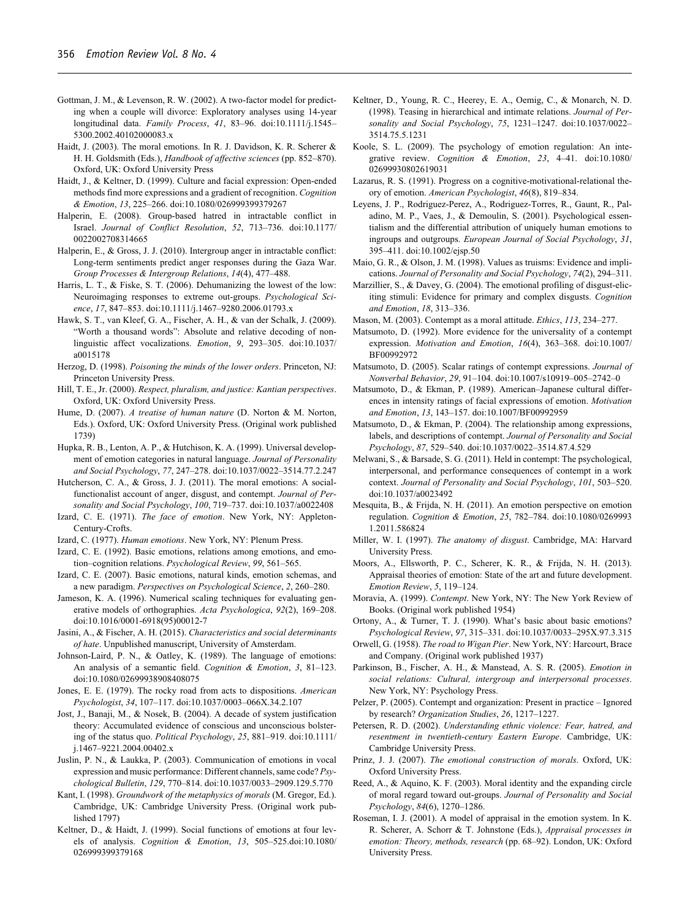Gottman, J. M., & Levenson, R. W. (2002). A two-factor model for predicting when a couple will divorce: Exploratory analyses using 14-year longitudinal data. *Family Process*, *41*, 83–96. doi:10.1111/j.1545–5300.2002.40102000083.x

Haidt, J. (2003). The moral emotions. In R. J. Davidson, K. R. Scherer & H. H. Goldsmith (Eds.), *Handbook of affective sciences* (pp. 852–870). Oxford, UK: Oxford University Press

Haidt, J., & Keltner, D. (1999). Culture and facial expression: Open-ended methods find more expressions and a gradient of recognition. *Cognition & Emotion*, *13*, 225–266. doi:10.1080/026999399379267

Halperin, E. (2008). Group-based hatred in intractable conflict in Israel. *Journal of Conflict Resolution*, *52*, 713–736. doi:10.1177/0022002708314665

Halperin, E., & Gross, J. J. (2010). Intergroup anger in intractable conflict: Long-term sentiments predict anger responses during the Gaza War. *Group Processes & Intergroup Relations*, *14*(4), 477–488.

Harris, L. T., & Fiske, S. T. (2006). Dehumanizing the lowest of the low: Neuroimaging responses to extreme out-groups. *Psychological Science*, *17*, 847–853. doi:10.1111/j.1467–9280.2006.01793.x

Hawk, S. T., van Kleef, G. A., Fischer, A. H., & van der Schalk, J. (2009). "Worth a thousand words": Absolute and relative decoding of nonlinguistic affect vocalizations. *Emotion*, *9*, 293–305. doi:10.1037/a0015178

Herzog, D. (1998). *Poisoning the minds of the lower orders*. Princeton, NJ: Princeton University Press.

Hill, T. E., Jr. (2000). *Respect, pluralism, and justice: Kantian perspectives*. Oxford, UK: Oxford University Press.

Hume, D. (2007). *A treatise of human nature* (D. Norton & M. Norton, Eds.). Oxford, UK: Oxford University Press. (Original work published 1739)

Hupka, R. B., Lenton, A. P., & Hutchison, K. A. (1999). Universal development of emotion categories in natural language. *Journal of Personality and Social Psychology*, *77*, 247–278. doi:10.1037/0022–3514.77.2.247

Hutcherson, C. A., & Gross, J. J. (2011). The moral emotions: A social-functionalist account of anger, disgust, and contempt. *Journal of Personality and Social Psychology*, *100*, 719–737. doi:10.1037/a0022408

Izard, C. E. (1971). *The face of emotion*. New York, NY: Appleton-Century-Crofts.

Izard, C. (1977). *Human emotions*. New York, NY: Plenum Press.

Izard, C. E. (1992). Basic emotions, relations among emotions, and emotion–cognition relations. *Psychological Review*, *99*, 561–565.

Izard, C. E. (2007). Basic emotions, natural kinds, emotion schemas, and a new paradigm. *Perspectives on Psychological Science*, *2*, 260–280.

Jameson, K. A. (1996). Numerical scaling techniques for evaluating generative models of orthographies. *Acta Psychologica*, *92*(2), 169–208. doi:10.1016/0001-6918(95)00012-7

Jasini, A., & Fischer, A. H. (2015). *Characteristics and social determinants of hate*. Unpublished manuscript, University of Amsterdam.

Johnson-Laird, P. N., & Oatley, K. (1989). The language of emotions: An analysis of a semantic field. *Cognition & Emotion*, *3*, 81–123. doi:10.1080/02699938908408075

Jones, E. E. (1979). The rocky road from acts to dispositions. *American Psychologist*, *34*, 107–117. doi:10.1037/0003–066X.34.2.107

Jost, J., Banaji, M., & Nosek, B. (2004). A decade of system justification theory: Accumulated evidence of conscious and unconscious bolstering of the status quo. *Political Psychology*, *25*, 881–919. doi:10.1111/j.1467–9221.2004.00402.x

Juslin, P. N., & Laukka, P. (2003). Communication of emotions in vocal expression and music performance: Different channels, same code? *Psychological Bulletin*, *129*, 770–814. doi:10.1037/0033–2909.129.5.770

Kant, I. (1998). *Groundwork of the metaphysics of morals* (M. Gregor, Ed.). Cambridge, UK: Cambridge University Press. (Original work published 1797)

Keltner, D., & Haidt, J. (1999). Social functions of emotions at four levels of analysis. *Cognition & Emotion*, *13*, 505–525.doi:10.1080/026999399379168

Keltner, D., Young, R. C., Heerey, E. A., Oemig, C., & Monarch, N. D. (1998). Teasing in hierarchical and intimate relations. *Journal of Personality and Social Psychology*, *75*, 1231–1247. doi:10.1037/0022–3514.75.5.1231

Koole, S. L. (2009). The psychology of emotion regulation: An integrative review. *Cognition & Emotion*, *23*, 4–41. doi:10.1080/02699930802619031

Lazarus, R. S. (1991). Progress on a cognitive-motivational-relational theory of emotion. *American Psychologist*, *46*(8), 819–834.

Leyens, J. P., Rodriguez-Perez, A., Rodriguez-Torres, R., Gaunt, R., Paladino, M. P., Vaes, J., & Demoulin, S. (2001). Psychological essentialism and the differential attribution of uniquely human emotions to ingroups and outgroups. *European Journal of Social Psychology*, *31*, 395–411. doi:10.1002/ejsp.50

Maio, G. R., & Olson, J. M. (1998). Values as truisms: Evidence and implications. *Journal of Personality and Social Psychology*, *74*(2), 294–311.

Marzillier, S., & Davey, G. (2004). The emotional profiling of disgust-eliciting stimuli: Evidence for primary and complex disgusts. *Cognition and Emotion*, *18*, 313–336.

Mason, M. (2003). Contempt as a moral attitude. *Ethics*, *113*, 234–277.

Matsumoto, D. (1992). More evidence for the universality of a contempt expression. *Motivation and Emotion*, *16*(4), 363–368. doi:10.1007/BF00992972

Matsumoto, D. (2005). Scalar ratings of contempt expressions. *Journal of Nonverbal Behavior*, *29*, 91–104. doi:10.1007/s10919–005–2742–0

Matsumoto, D., & Ekman, P. (1989). American–Japanese cultural differences in intensity ratings of facial expressions of emotion. *Motivation and Emotion*, *13*, 143–157. doi:10.1007/BF00992959

Matsumoto, D., & Ekman, P. (2004). The relationship among expressions, labels, and descriptions of contempt. *Journal of Personality and Social Psychology*, *87*, 529–540. doi:10.1037/0022–3514.87.4.529

Melwani, S., & Barsade, S. G. (2011). Held in contempt: The psychological, interpersonal, and performance consequences of contempt in a work context. *Journal of Personality and Social Psychology*, *101*, 503–520. doi:10.1037/a0023492

Mesquita, B., & Frijda, N. H. (2011). An emotion perspective on emotion regulation. *Cognition & Emotion*, *25*, 782–784. doi:10.1080/02699931.2011.586824

Miller, W. I. (1997). *The anatomy of disgust*. Cambridge, MA: Harvard University Press.

Moors, A., Ellsworth, P. C., Scherer, K. R., & Frijda, N. H. (2013). Appraisal theories of emotion: State of the art and future development. *Emotion Review*, *5*, 119–124.

Moravia, A. (1999). *Contempt*. New York, NY: The New York Review of Books. (Original work published 1954)

Ortony, A., & Turner, T. J. (1990). What's basic about basic emotions? *Psychological Review*, *97*, 315–331. doi:10.1037/0033–295X.97.3.315

Orwell, G. (1958). *The road to Wigan Pier*. New York, NY: Harcourt, Brace and Company. (Original work published 1937)

Parkinson, B., Fischer, A. H., & Manstead, A. S. R. (2005). *Emotion in social relations: Cultural, intergroup and interpersonal processes*. New York, NY: Psychology Press.

Pelzer, P. (2005). Contempt and organization: Present in practice – Ignored by research? *Organization Studies*, *26*, 1217–1227.

Petersen, R. D. (2002). *Understanding ethnic violence: Fear, hatred, and resentment in twentieth-century Eastern Europe*. Cambridge, UK: Cambridge University Press.

Prinz, J. J. (2007). *The emotional construction of morals*. Oxford, UK: Oxford University Press.

Reed, A., & Aquino, K. F. (2003). Moral identity and the expanding circle of moral regard toward out-groups. *Journal of Personality and Social Psychology*, *84*(6), 1270–1286.

Roseman, I. J. (2001). A model of appraisal in the emotion system. In K. R. Scherer, A. Schorr & T. Johnstone (Eds.), *Appraisal processes in emotion: Theory, methods, research* (pp. 68–92). London, UK: Oxford University Press.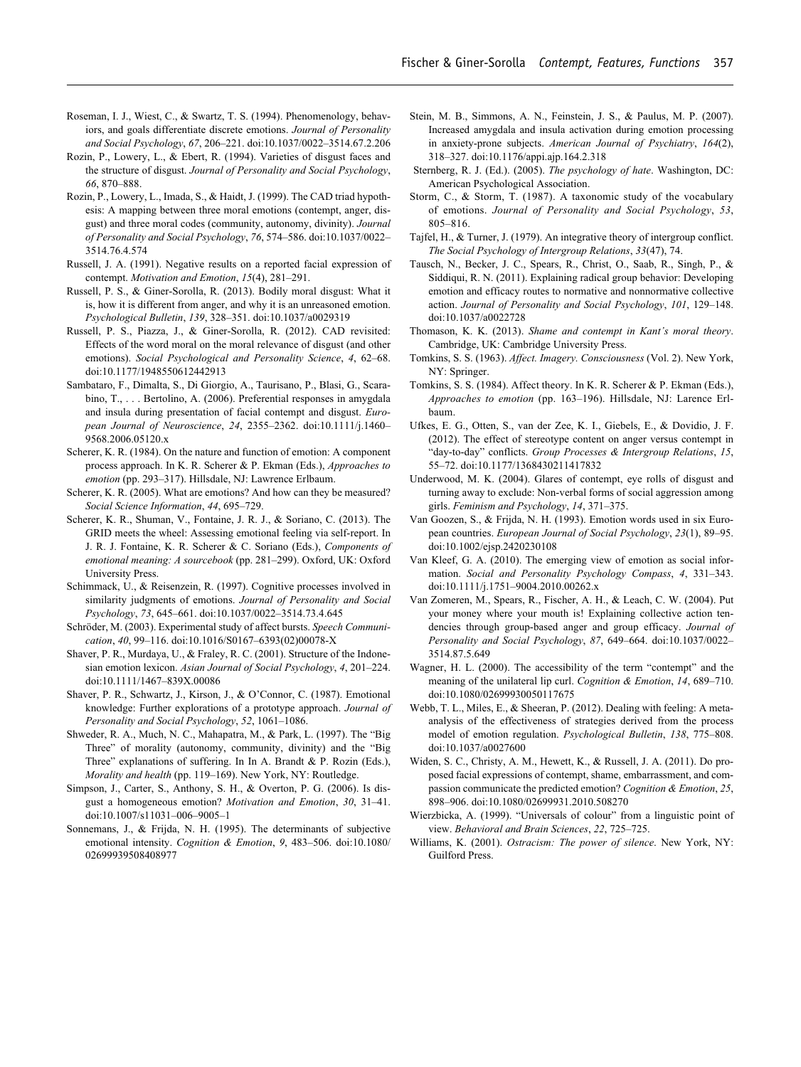Roseman, I. J., Wiest, C., & Swartz, T. S. (1994). Phenomenology, behaviors, and goals differentiate discrete emotions. *Journal of Personality and Social Psychology*, *67*, 206–221. doi:10.1037/0022–3514.67.2.206

Rozin, P., Lowery, L., & Ebert, R. (1994). Varieties of disgust faces and the structure of disgust. *Journal of Personality and Social Psychology*, *66*, 870–888.

Rozin, P., Lowery, L., Imada, S., & Haidt, J. (1999). The CAD triad hypothesis: A mapping between three moral emotions (contempt, anger, disgust) and three moral codes (community, autonomy, divinity). *Journal of Personality and Social Psychology*, *76*, 574–586. doi:10.1037/0022–3514.76.4.574

Russell, J. A. (1991). Negative results on a reported facial expression of contempt. *Motivation and Emotion*, *15*(4), 281–291.

Russell, P. S., & Giner-Sorolla, R. (2013). Bodily moral disgust: What it is, how it is different from anger, and why it is an unreasoned emotion. *Psychological Bulletin*, *139*, 328–351. doi:10.1037/a0029319

Russell, P. S., Piazza, J., & Giner-Sorolla, R. (2012). CAD revisited: Effects of the word moral on the moral relevance of disgust (and other emotions). *Social Psychological and Personality Science*, *4*, 62–68. doi:10.1177/1948550612442913

Sambataro, F., Dimalta, S., Di Giorgio, A., Taurisano, P., Blasi, G., Scarabino, T., . . . Bertolino, A. (2006). Preferential responses in amygdala and insula during presentation of facial contempt and disgust. *European Journal of Neuroscience*, *24*, 2355–2362. doi:10.1111/j.1460–9568.2006.05120.x

Scherer, K. R. (1984). On the nature and function of emotion: A component process approach. In K. R. Scherer & P. Ekman (Eds.), *Approaches to emotion* (pp. 293–317). Hillsdale, NJ: Lawrence Erlbaum.

Scherer, K. R. (2005). What are emotions? And how can they be measured? *Social Science Information*, *44*, 695–729.

Scherer, K. R., Shuman, V., Fontaine, J. R. J., & Soriano, C. (2013). The GRID meets the wheel: Assessing emotional feeling via self-report. In J. R. J. Fontaine, K. R. Scherer & C. Soriano (Eds.), *Components of emotional meaning: A sourcebook* (pp. 281–299). Oxford, UK: Oxford University Press.

Schimmack, U., & Reisenzein, R. (1997). Cognitive processes involved in similarity judgments of emotions. *Journal of Personality and Social Psychology*, *73*, 645–661. doi:10.1037/0022–3514.73.4.645

Schröder, M. (2003). Experimental study of affect bursts. *Speech Communication*, *40*, 99–116. doi:10.1016/S0167–6393(02)00078-X

Shaver, P. R., Murdaya, U., & Fraley, R. C. (2001). Structure of the Indonesian emotion lexicon. *Asian Journal of Social Psychology*, *4*, 201–224. doi:10.1111/1467–839X.00086

Shaver, P. R., Schwartz, J., Kirson, J., & O'Connor, C. (1987). Emotional knowledge: Further explorations of a prototype approach. *Journal of Personality and Social Psychology*, *52*, 1061–1086.

Shweder, R. A., Much, N. C., Mahapatra, M., & Park, L. (1997). The "Big Three" of morality (autonomy, community, divinity) and the "Big Three" explanations of suffering. In In A. Brandt & P. Rozin (Eds.), *Morality and health* (pp. 119–169). New York, NY: Routledge.

Simpson, J., Carter, S., Anthony, S. H., & Overton, P. G. (2006). Is disgust a homogeneous emotion? *Motivation and Emotion*, *30*, 31–41. doi:10.1007/s11031–006–9005–1

Sonnemans, J., & Frijda, N. H. (1995). The determinants of subjective emotional intensity. *Cognition & Emotion*, *9*, 483–506. doi:10.1080/02699939508408977

Stein, M. B., Simmons, A. N., Feinstein, J. S., & Paulus, M. P. (2007). Increased amygdala and insula activation during emotion processing in anxiety-prone subjects. *American Journal of Psychiatry*, *164*(2), 318–327. doi:10.1176/appi.ajp.164.2.318

Sternberg, R. J. (Ed.). (2005). *The psychology of hate*. Washington, DC: American Psychological Association.

Storm, C., & Storm, T. (1987). A taxonomic study of the vocabulary of emotions. *Journal of Personality and Social Psychology*, *53*, 805–816.

Tajfel, H., & Turner, J. (1979). An integrative theory of intergroup conflict. *The Social Psychology of Intergroup Relations*, *33*(47), 74.

Tausch, N., Becker, J. C., Spears, R., Christ, O., Saab, R., Singh, P., & Siddiqui, R. N. (2011). Explaining radical group behavior: Developing emotion and efficacy routes to normative and nonnormative collective action. *Journal of Personality and Social Psychology*, *101*, 129–148. doi:10.1037/a0022728

Thomason, K. K. (2013). *Shame and contempt in Kant's moral theory*. Cambridge, UK: Cambridge University Press.

Tomkins, S. S. (1963). *Affect. Imagery. Consciousness* (Vol. 2). New York, NY: Springer.

Tomkins, S. S. (1984). Affect theory. In K. R. Scherer & P. Ekman (Eds.), *Approaches to emotion* (pp. 163–196). Hillsdale, NJ: Larence Erlbaum.

Ufkes, E. G., Otten, S., van der Zee, K. I., Giebels, E., & Dovidio, J. F. (2012). The effect of stereotype content on anger versus contempt in "day-to-day" conflicts. *Group Processes & Intergroup Relations*, *15*, 55–72. doi:10.1177/1368430211417832

Underwood, M. K. (2004). Glares of contempt, eye rolls of disgust and turning away to exclude: Non-verbal forms of social aggression among girls. *Feminism and Psychology*, *14*, 371–375.

Van Goozen, S., & Frijda, N. H. (1993). Emotion words used in six European countries. *European Journal of Social Psychology*, *23*(1), 89–95. doi:10.1002/ejsp.2420230108

Van Kleef, G. A. (2010). The emerging view of emotion as social information. *Social and Personality Psychology Compass*, *4*, 331–343. doi:10.1111/j.1751–9004.2010.00262.x

Van Zomeren, M., Spears, R., Fischer, A. H., & Leach, C. W. (2004). Put your money where your mouth is! Explaining collective action tendencies through group-based anger and group efficacy. *Journal of Personality and Social Psychology*, *87*, 649–664. doi:10.1037/0022–3514.87.5.649

Wagner, H. L. (2000). The accessibility of the term "contempt" and the meaning of the unilateral lip curl. *Cognition & Emotion*, *14*, 689–710. doi:10.1080/02699930050117675

Webb, T. L., Miles, E., & Sheeran, P. (2012). Dealing with feeling: A meta-analysis of the effectiveness of strategies derived from the process model of emotion regulation. *Psychological Bulletin*, *138*, 775–808. doi:10.1037/a0027600

Widen, S. C., Christy, A. M., Hewett, K., & Russell, J. A. (2011). Do proposed facial expressions of contempt, shame, embarrassment, and compassion communicate the predicted emotion? *Cognition & Emotion*, *25*, 898–906. doi:10.1080/02699931.2010.508270

Wierzbicka, A. (1999). "Universals of colour" from a linguistic point of view. *Behavioral and Brain Sciences*, *22*, 725–725.

Williams, K. (2001). *Ostracism: The power of silence*. New York, NY: Guilford Press.